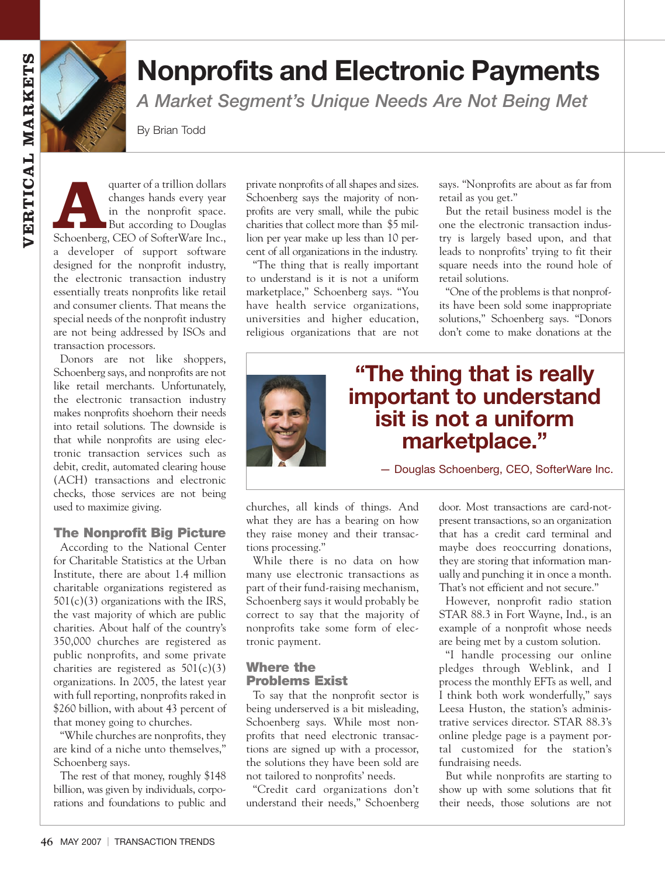# Nonprofits and Electronic Payments

*A Market Segment's Unique Needs Are Not Being Met*

By Brian Todd

A quarter of a trillion dollars changes hands every year in the nonprofit space. But according to Douglas Schoenberg, CEO of SofterWare Inc., a developer of support software designed for the nonprofit industry, the electronic transaction industry essentially treats nonprofits like retail and consumer clients. That means the special needs of the nonprofit industry are not being addressed by ISOs and transaction processors.

Donors are not like shoppers, Schoenberg says, and nonprofits are not like retail merchants. Unfortunately, the electronic transaction industry makes nonprofits shoehorn their needs into retail solutions. The downside is that while nonprofits are using electronic transaction services such as debit, credit, automated clearing house (ACH) transactions and electronic checks, those services are not being used to maximize giving.

## The Nonprofit Big Picture

According to the National Center for Charitable Statistics at the Urban Institute, there are about 1.4 million charitable organizations registered as 501(c)(3) organizations with the IRS, the vast majority of which are public charities. About half of the country's 350,000 churches are registered as public nonprofits, and some private charities are registered as 501(c)(3) organizations. In 2005, the latest year with full reporting, nonprofits raked in $260 billion, with about 43 percent of that money going to churches.

"While churches are nonprofits, they are kind of a niche unto themselves," Schoenberg says.

The rest of that money, roughly $148 billion, was given by individuals, corporations and foundations to public and private nonprofits of all shapes and sizes. Schoenberg says the majority of nonprofits are very small, while the pubic charities that collect more than $5 million per year make up less than 10 percent of all organizations in the industry.

"The thing that is really important to understand is it is not a uniform marketplace," Schoenberg says. "You have health service organizations, universities and higher education, religious organizations that are not churches, all kinds of things. And what they are has a bearing on how they raise money and their transactions processing."

> **"The thing that is really important to understand isit is not a uniform marketplace."**
>
> — Douglas Schoenberg, CEO, SofterWare Inc.

While there is no data on how many use electronic transactions as part of their fund-raising mechanism, Schoenberg says it would probably be correct to say that the majority of nonprofits take some form of electronic payment.

## Where the Problems Exist

To say that the nonprofit sector is being underserved is a bit misleading, Schoenberg says. While most nonprofits that need electronic transactions are signed up with a processor, the solutions they have been sold are not tailored to nonprofits' needs.

"Credit card organizations don't understand their needs," Schoenberg says. "Nonprofits are about as far from retail as you get."

But the retail business model is the one the electronic transaction industry is largely based upon, and that leads to nonprofits' trying to fit their square needs into the round hole of retail solutions.

"One of the problems is that nonprofits have been sold some inappropriate solutions," Schoenberg says. "Donors don't come to make donations at the door. Most transactions are card-not-present transactions, so an organization that has a credit card terminal and maybe does reoccurring donations, they are storing that information manually and punching it in once a month. That's not efficient and not secure."

However, nonprofit radio station STAR 88.3 in Fort Wayne, Ind., is an example of a nonprofit whose needs are being met by a custom solution.

"I handle processing our online pledges through Weblink, and I process the monthly EFTs as well, and I think both work wonderfully," says Leesa Huston, the station's administrative services director. STAR 88.3's online pledge page is a payment portal customized for the station's fundraising needs.

But while nonprofits are starting to show up with some solutions that fit their needs, those solutions are not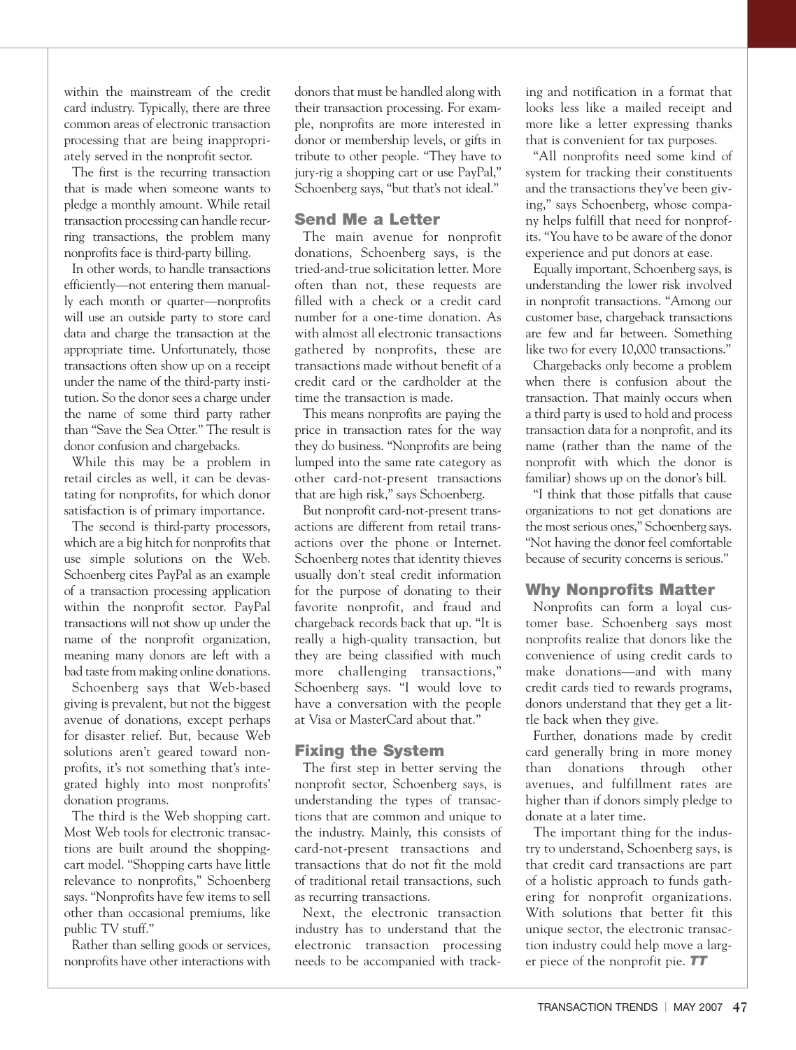within the mainstream of the credit card industry. Typically, there are three common areas of electronic transaction processing that are being inappropriately served in the nonprofit sector.

The first is the recurring transaction that is made when someone wants to pledge a monthly amount. While retail transaction processing can handle recurring transactions, the problem many nonprofits face is third-party billing.

In other words, to handle transactions efficiently—not entering them manually each month or quarter—nonprofits will use an outside party to store card data and charge the transaction at the appropriate time. Unfortunately, those transactions often show up on a receipt under the name of the third-party institution. So the donor sees a charge under the name of some third party rather than "Save the Sea Otter." The result is donor confusion and chargebacks.

While this may be a problem in retail circles as well, it can be devastating for nonprofits, for which donor satisfaction is of primary importance.

The second is third-party processors, which are a big hitch for nonprofits that use simple solutions on the Web. Schoenberg cites PayPal as an example of a transaction processing application within the nonprofit sector. PayPal transactions will not show up under the name of the nonprofit organization, meaning many donors are left with a bad taste from making online donations.

Schoenberg says that Web-based giving is prevalent, but not the biggest avenue of donations, except perhaps for disaster relief. But, because Web solutions aren't geared toward nonprofits, it's not something that's integrated highly into most nonprofits' donation programs.

The third is the Web shopping cart. Most Web tools for electronic transactions are built around the shopping-cart model. "Shopping carts have little relevance to nonprofits," Schoenberg says. "Nonprofits have few items to sell other than occasional premiums, like public TV stuff."

Rather than selling goods or services, nonprofits have other interactions with donors that must be handled along with their transaction processing. For example, nonprofits are more interested in donor or membership levels, or gifts in tribute to other people. "They have to jury-rig a shopping cart or use PayPal," Schoenberg says, "but that's not ideal."

## Send Me a Letter

The main avenue for nonprofit donations, Schoenberg says, is the tried-and-true solicitation letter. More often than not, these requests are filled with a check or a credit card number for a one-time donation. As with almost all electronic transactions gathered by nonprofits, these are transactions made without benefit of a credit card or the cardholder at the time the transaction is made.

This means nonprofits are paying the price in transaction rates for the way they do business. "Nonprofits are being lumped into the same rate category as other card-not-present transactions that are high risk," says Schoenberg.

But nonprofit card-not-present transactions are different from retail transactions over the phone or Internet. Schoenberg notes that identity thieves usually don't steal credit information for the purpose of donating to their favorite nonprofit, and fraud and chargeback records back that up. "It is really a high-quality transaction, but they are being classified with much more challenging transactions," Schoenberg says. "I would love to have a conversation with the people at Visa or MasterCard about that."

## Fixing the System

The first step in better serving the nonprofit sector, Schoenberg says, is understanding the types of transactions that are common and unique to the industry. Mainly, this consists of card-not-present transactions and transactions that do not fit the mold of traditional retail transactions, such as recurring transactions.

Next, the electronic transaction industry has to understand that the electronic transaction processing needs to be accompanied with tracking and notification in a format that looks less like a mailed receipt and more like a letter expressing thanks that is convenient for tax purposes.

"All nonprofits need some kind of system for tracking their constituents and the transactions they've been giving," says Schoenberg, whose company helps fulfill that need for nonprofits. "You have to be aware of the donor experience and put donors at ease.

Equally important, Schoenberg says, is understanding the lower risk involved in nonprofit transactions. "Among our customer base, chargeback transactions are few and far between. Something like two for every 10,000 transactions."

Chargebacks only become a problem when there is confusion about the transaction. That mainly occurs when a third party is used to hold and process transaction data for a nonprofit, and its name (rather than the name of the nonprofit with which the donor is familiar) shows up on the donor's bill.

"I think that those pitfalls that cause organizations to not get donations are the most serious ones," Schoenberg says. "Not having the donor feel comfortable because of security concerns is serious."

## Why Nonprofits Matter

Nonprofits can form a loyal customer base. Schoenberg says most nonprofits realize that donors like the convenience of using credit cards to make donations—and with many credit cards tied to rewards programs, donors understand that they get a little back when they give.

Further, donations made by credit card generally bring in more money than donations through other avenues, and fulfillment rates are higher than if donors simply pledge to donate at a later time.

The important thing for the industry to understand, Schoenberg says, is that credit card transactions are part of a holistic approach to funds gathering for nonprofit organizations. With solutions that better fit this unique sector, the electronic transaction industry could help move a larger piece of the nonprofit pie. ***TT***